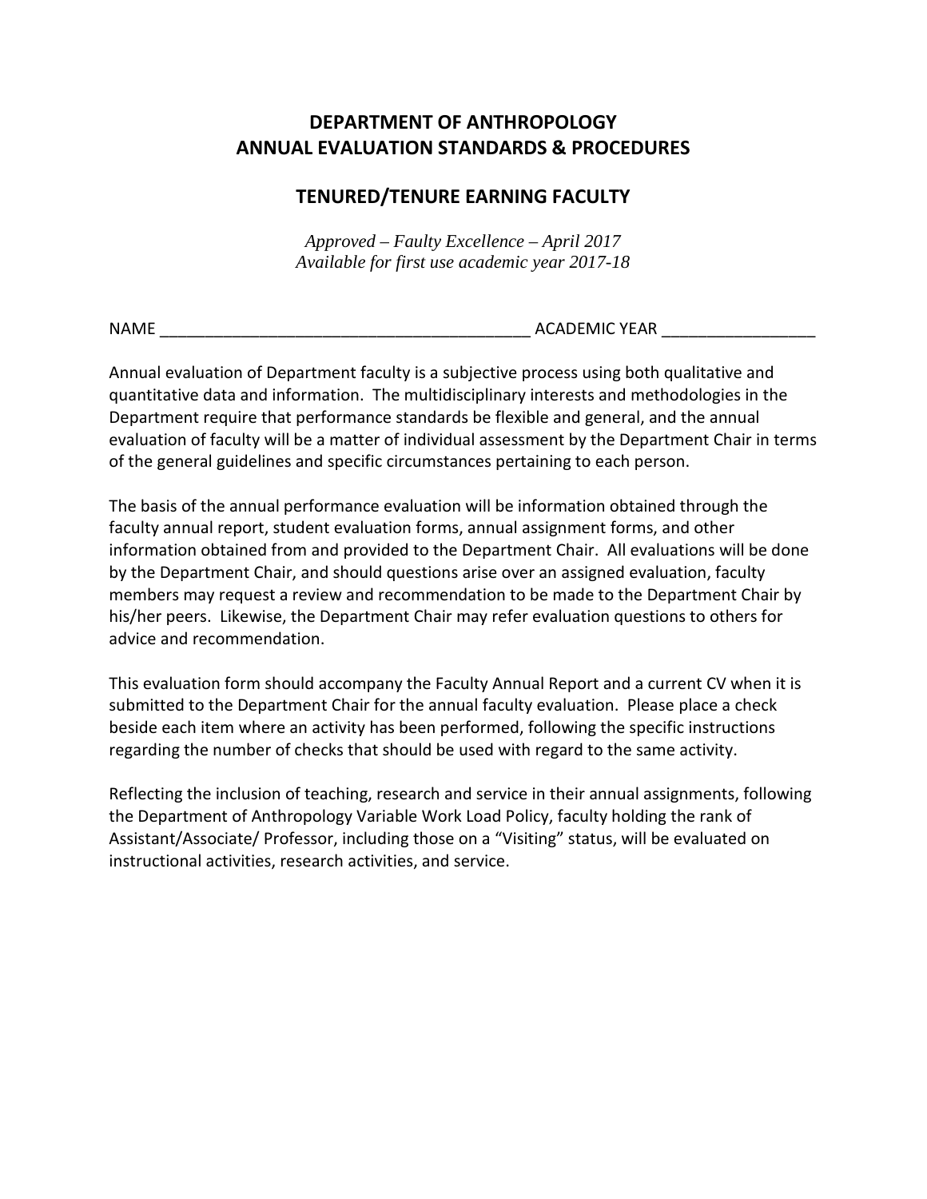# DEPARTMENT OF ANTHROPOLOGY
# ANNUAL EVALUATION STANDARDS & PROCEDURES

## TENURED/TENURE EARNING FACULTY

*Approved – Faulty Excellence – April 2017*
*Available for first use academic year 2017-18*

NAME _________________________________________ ACADEMIC YEAR _________________

Annual evaluation of Department faculty is a subjective process using both qualitative and quantitative data and information. The multidisciplinary interests and methodologies in the Department require that performance standards be flexible and general, and the annual evaluation of faculty will be a matter of individual assessment by the Department Chair in terms of the general guidelines and specific circumstances pertaining to each person.

The basis of the annual performance evaluation will be information obtained through the faculty annual report, student evaluation forms, annual assignment forms, and other information obtained from and provided to the Department Chair. All evaluations will be done by the Department Chair, and should questions arise over an assigned evaluation, faculty members may request a review and recommendation to be made to the Department Chair by his/her peers. Likewise, the Department Chair may refer evaluation questions to others for advice and recommendation.

This evaluation form should accompany the Faculty Annual Report and a current CV when it is submitted to the Department Chair for the annual faculty evaluation. Please place a check beside each item where an activity has been performed, following the specific instructions regarding the number of checks that should be used with regard to the same activity.

Reflecting the inclusion of teaching, research and service in their annual assignments, following the Department of Anthropology Variable Work Load Policy, faculty holding the rank of Assistant/Associate/ Professor, including those on a "Visiting" status, will be evaluated on instructional activities, research activities, and service.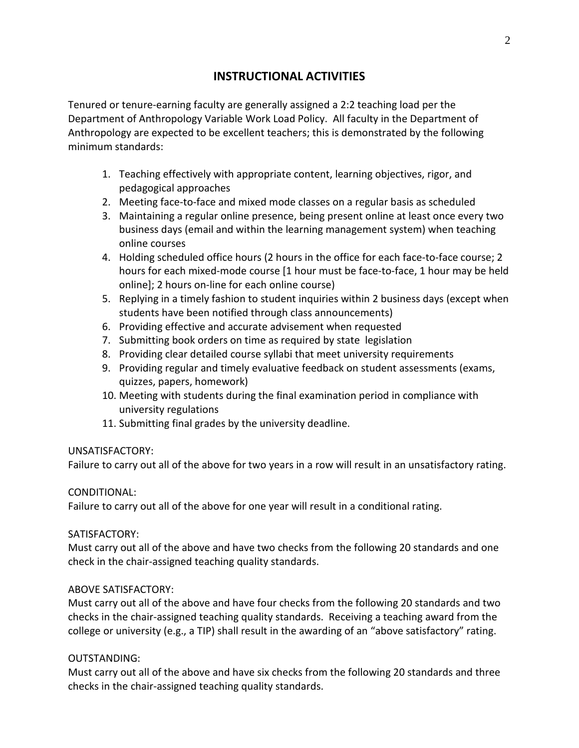## INSTRUCTIONAL ACTIVITIES

Tenured or tenure-earning faculty are generally assigned a 2:2 teaching load per the Department of Anthropology Variable Work Load Policy. All faculty in the Department of Anthropology are expected to be excellent teachers; this is demonstrated by the following minimum standards:

1. Teaching effectively with appropriate content, learning objectives, rigor, and pedagogical approaches
2. Meeting face-to-face and mixed mode classes on a regular basis as scheduled
3. Maintaining a regular online presence, being present online at least once every two business days (email and within the learning management system) when teaching online courses
4. Holding scheduled office hours (2 hours in the office for each face-to-face course; 2 hours for each mixed-mode course [1 hour must be face-to-face, 1 hour may be held online]; 2 hours on-line for each online course)
5. Replying in a timely fashion to student inquiries within 2 business days (except when students have been notified through class announcements)
6. Providing effective and accurate advisement when requested
7. Submitting book orders on time as required by state legislation
8. Providing clear detailed course syllabi that meet university requirements
9. Providing regular and timely evaluative feedback on student assessments (exams, quizzes, papers, homework)
10. Meeting with students during the final examination period in compliance with university regulations
11. Submitting final grades by the university deadline.

UNSATISFACTORY:
Failure to carry out all of the above for two years in a row will result in an unsatisfactory rating.

CONDITIONAL:
Failure to carry out all of the above for one year will result in a conditional rating.

SATISFACTORY:
Must carry out all of the above and have two checks from the following 20 standards and one check in the chair-assigned teaching quality standards.

ABOVE SATISFACTORY:
Must carry out all of the above and have four checks from the following 20 standards and two checks in the chair-assigned teaching quality standards. Receiving a teaching award from the college or university (e.g., a TIP) shall result in the awarding of an "above satisfactory" rating.

OUTSTANDING:
Must carry out all of the above and have six checks from the following 20 standards and three checks in the chair-assigned teaching quality standards.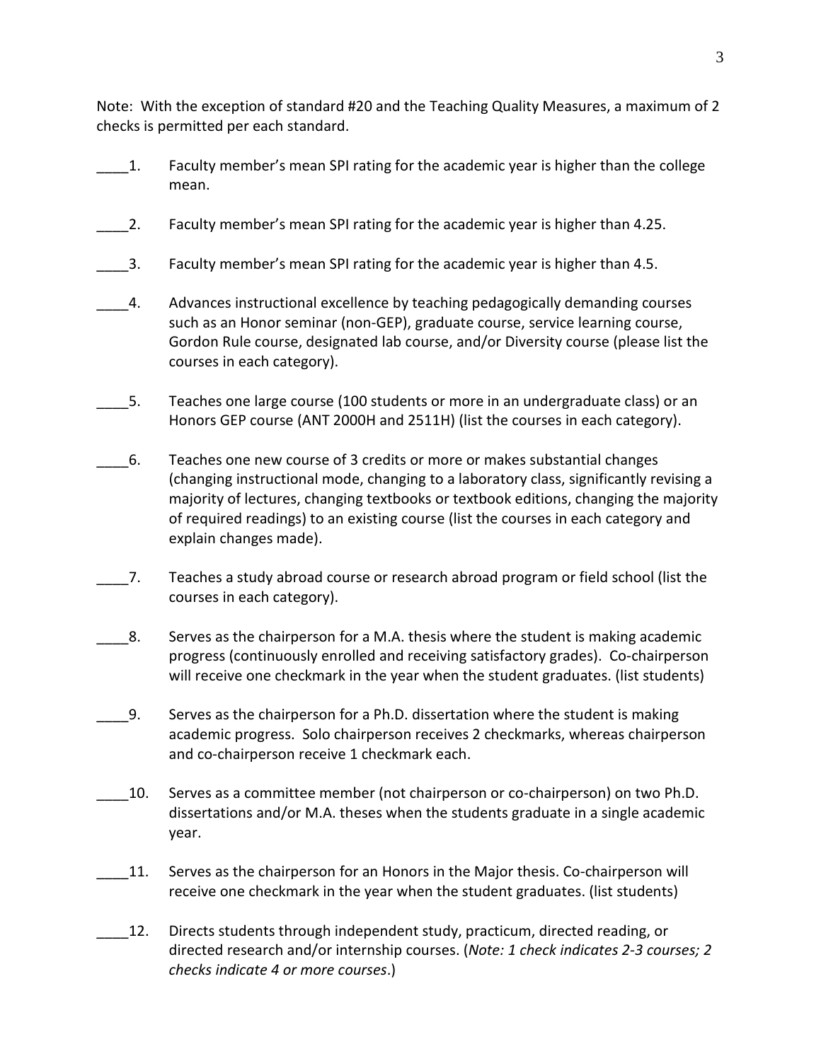Note: With the exception of standard #20 and the Teaching Quality Measures, a maximum of 2 checks is permitted per each standard.

____1. Faculty member's mean SPI rating for the academic year is higher than the college mean.

____2. Faculty member's mean SPI rating for the academic year is higher than 4.25.

____3. Faculty member's mean SPI rating for the academic year is higher than 4.5.

____4. Advances instructional excellence by teaching pedagogically demanding courses such as an Honor seminar (non-GEP), graduate course, service learning course, Gordon Rule course, designated lab course, and/or Diversity course (please list the courses in each category).

____5. Teaches one large course (100 students or more in an undergraduate class) or an Honors GEP course (ANT 2000H and 2511H) (list the courses in each category).

____6. Teaches one new course of 3 credits or more or makes substantial changes (changing instructional mode, changing to a laboratory class, significantly revising a majority of lectures, changing textbooks or textbook editions, changing the majority of required readings) to an existing course (list the courses in each category and explain changes made).

____7. Teaches a study abroad course or research abroad program or field school (list the courses in each category).

____8. Serves as the chairperson for a M.A. thesis where the student is making academic progress (continuously enrolled and receiving satisfactory grades). Co-chairperson will receive one checkmark in the year when the student graduates. (list students)

____9. Serves as the chairperson for a Ph.D. dissertation where the student is making academic progress. Solo chairperson receives 2 checkmarks, whereas chairperson and co-chairperson receive 1 checkmark each.

____10. Serves as a committee member (not chairperson or co-chairperson) on two Ph.D. dissertations and/or M.A. theses when the students graduate in a single academic year.

____11. Serves as the chairperson for an Honors in the Major thesis. Co-chairperson will receive one checkmark in the year when the student graduates. (list students)

____12. Directs students through independent study, practicum, directed reading, or directed research and/or internship courses. (*Note: 1 check indicates 2-3 courses; 2 checks indicate 4 or more courses*.)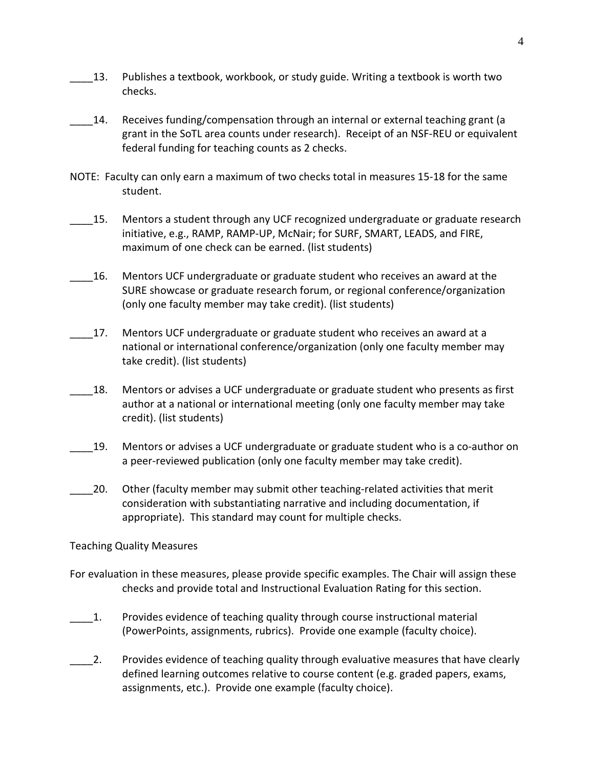____13. Publishes a textbook, workbook, or study guide. Writing a textbook is worth two checks.

____14. Receives funding/compensation through an internal or external teaching grant (a grant in the SoTL area counts under research). Receipt of an NSF-REU or equivalent federal funding for teaching counts as 2 checks.

NOTE: Faculty can only earn a maximum of two checks total in measures 15-18 for the same student.

____15. Mentors a student through any UCF recognized undergraduate or graduate research initiative, e.g., RAMP, RAMP-UP, McNair; for SURF, SMART, LEADS, and FIRE, maximum of one check can be earned. (list students)

____16. Mentors UCF undergraduate or graduate student who receives an award at the SURE showcase or graduate research forum, or regional conference/organization (only one faculty member may take credit). (list students)

____17. Mentors UCF undergraduate or graduate student who receives an award at a national or international conference/organization (only one faculty member may take credit). (list students)

____18. Mentors or advises a UCF undergraduate or graduate student who presents as first author at a national or international meeting (only one faculty member may take credit). (list students)

____19. Mentors or advises a UCF undergraduate or graduate student who is a co-author on a peer-reviewed publication (only one faculty member may take credit).

____20. Other (faculty member may submit other teaching-related activities that merit consideration with substantiating narrative and including documentation, if appropriate). This standard may count for multiple checks.

Teaching Quality Measures

For evaluation in these measures, please provide specific examples. The Chair will assign these checks and provide total and Instructional Evaluation Rating for this section.

____1. Provides evidence of teaching quality through course instructional material (PowerPoints, assignments, rubrics). Provide one example (faculty choice).

____2. Provides evidence of teaching quality through evaluative measures that have clearly defined learning outcomes relative to course content (e.g. graded papers, exams, assignments, etc.). Provide one example (faculty choice).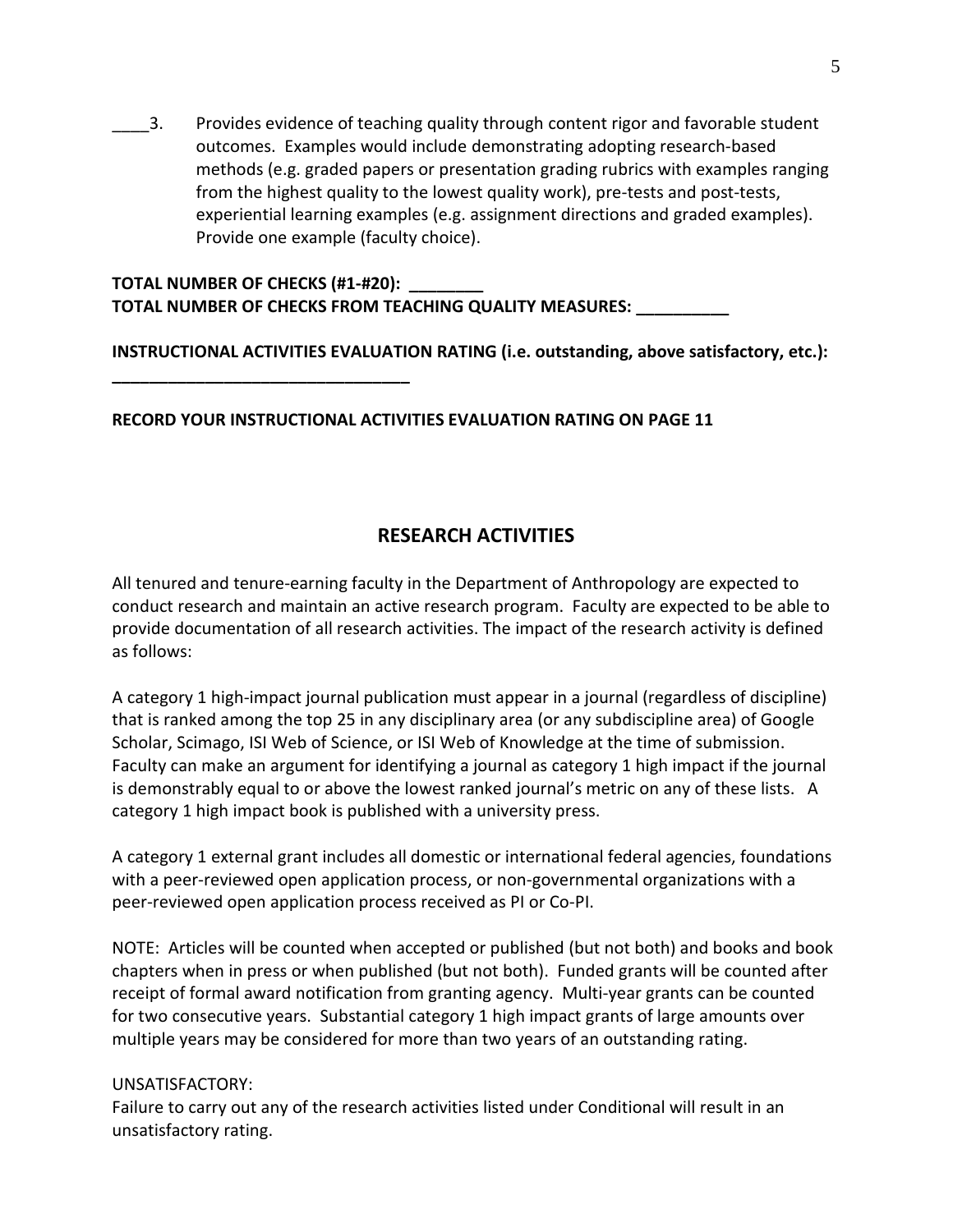____3. Provides evidence of teaching quality through content rigor and favorable student outcomes. Examples would include demonstrating adopting research-based methods (e.g. graded papers or presentation grading rubrics with examples ranging from the highest quality to the lowest quality work), pre-tests and post-tests, experiential learning examples (e.g. assignment directions and graded examples). Provide one example (faculty choice).

**TOTAL NUMBER OF CHECKS (#1-#20): ________**
**TOTAL NUMBER OF CHECKS FROM TEACHING QUALITY MEASURES: __________**

**INSTRUCTIONAL ACTIVITIES EVALUATION RATING (i.e. outstanding, above satisfactory, etc.): ________________________________**

**RECORD YOUR INSTRUCTIONAL ACTIVITIES EVALUATION RATING ON PAGE 11**

## RESEARCH ACTIVITIES

All tenured and tenure-earning faculty in the Department of Anthropology are expected to conduct research and maintain an active research program. Faculty are expected to be able to provide documentation of all research activities. The impact of the research activity is defined as follows:

A category 1 high-impact journal publication must appear in a journal (regardless of discipline) that is ranked among the top 25 in any disciplinary area (or any subdiscipline area) of Google Scholar, Scimago, ISI Web of Science, or ISI Web of Knowledge at the time of submission. Faculty can make an argument for identifying a journal as category 1 high impact if the journal is demonstrably equal to or above the lowest ranked journal's metric on any of these lists. A category 1 high impact book is published with a university press.

A category 1 external grant includes all domestic or international federal agencies, foundations with a peer-reviewed open application process, or non-governmental organizations with a peer-reviewed open application process received as PI or Co-PI.

NOTE: Articles will be counted when accepted or published (but not both) and books and book chapters when in press or when published (but not both). Funded grants will be counted after receipt of formal award notification from granting agency. Multi-year grants can be counted for two consecutive years. Substantial category 1 high impact grants of large amounts over multiple years may be considered for more than two years of an outstanding rating.

UNSATISFACTORY:
Failure to carry out any of the research activities listed under Conditional will result in an unsatisfactory rating.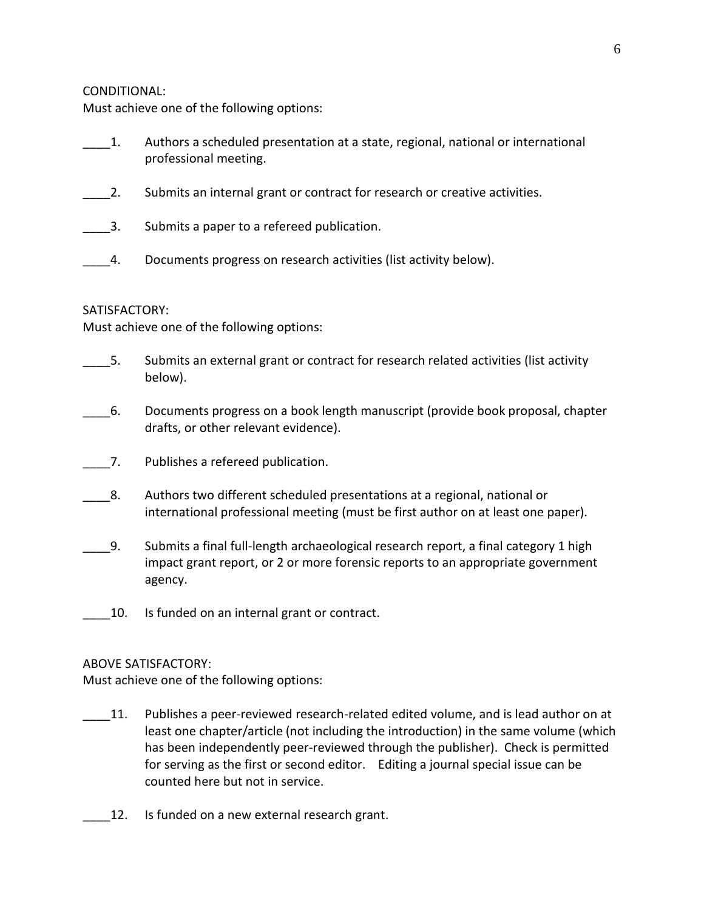CONDITIONAL:
Must achieve one of the following options:

____1. Authors a scheduled presentation at a state, regional, national or international professional meeting.

____2. Submits an internal grant or contract for research or creative activities.

____3. Submits a paper to a refereed publication.

____4. Documents progress on research activities (list activity below).

SATISFACTORY:
Must achieve one of the following options:

____5. Submits an external grant or contract for research related activities (list activity below).

____6. Documents progress on a book length manuscript (provide book proposal, chapter drafts, or other relevant evidence).

____7. Publishes a refereed publication.

____8. Authors two different scheduled presentations at a regional, national or international professional meeting (must be first author on at least one paper).

____9. Submits a final full-length archaeological research report, a final category 1 high impact grant report, or 2 or more forensic reports to an appropriate government agency.

____10. Is funded on an internal grant or contract.

ABOVE SATISFACTORY:
Must achieve one of the following options:

____11. Publishes a peer-reviewed research-related edited volume, and is lead author on at least one chapter/article (not including the introduction) in the same volume (which has been independently peer-reviewed through the publisher). Check is permitted for serving as the first or second editor. Editing a journal special issue can be counted here but not in service.

____12. Is funded on a new external research grant.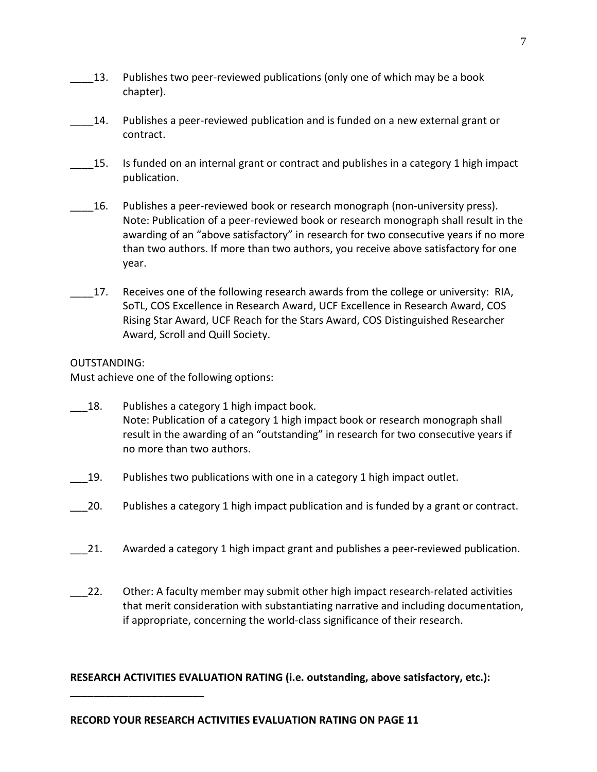____13. Publishes two peer-reviewed publications (only one of which may be a book chapter).

____14. Publishes a peer-reviewed publication and is funded on a new external grant or contract.

____15. Is funded on an internal grant or contract and publishes in a category 1 high impact publication.

____16. Publishes a peer-reviewed book or research monograph (non-university press). Note: Publication of a peer-reviewed book or research monograph shall result in the awarding of an "above satisfactory" in research for two consecutive years if no more than two authors. If more than two authors, you receive above satisfactory for one year.

____17. Receives one of the following research awards from the college or university: RIA, SoTL, COS Excellence in Research Award, UCF Excellence in Research Award, COS Rising Star Award, UCF Reach for the Stars Award, COS Distinguished Researcher Award, Scroll and Quill Society.

OUTSTANDING:
Must achieve one of the following options:

___18. Publishes a category 1 high impact book.
Note: Publication of a category 1 high impact book or research monograph shall result in the awarding of an "outstanding" in research for two consecutive years if no more than two authors.

___19. Publishes two publications with one in a category 1 high impact outlet.

___20. Publishes a category 1 high impact publication and is funded by a grant or contract.

___21. Awarded a category 1 high impact grant and publishes a peer-reviewed publication.

___22. Other: A faculty member may submit other high impact research-related activities that merit consideration with substantiating narrative and including documentation, if appropriate, concerning the world-class significance of their research.

**RESEARCH ACTIVITIES EVALUATION RATING (i.e. outstanding, above satisfactory, etc.): \_\_\_\_\_\_\_\_\_\_\_\_\_\_\_\_\_\_\_\_\_\_\_\_**

**RECORD YOUR RESEARCH ACTIVITIES EVALUATION RATING ON PAGE 11**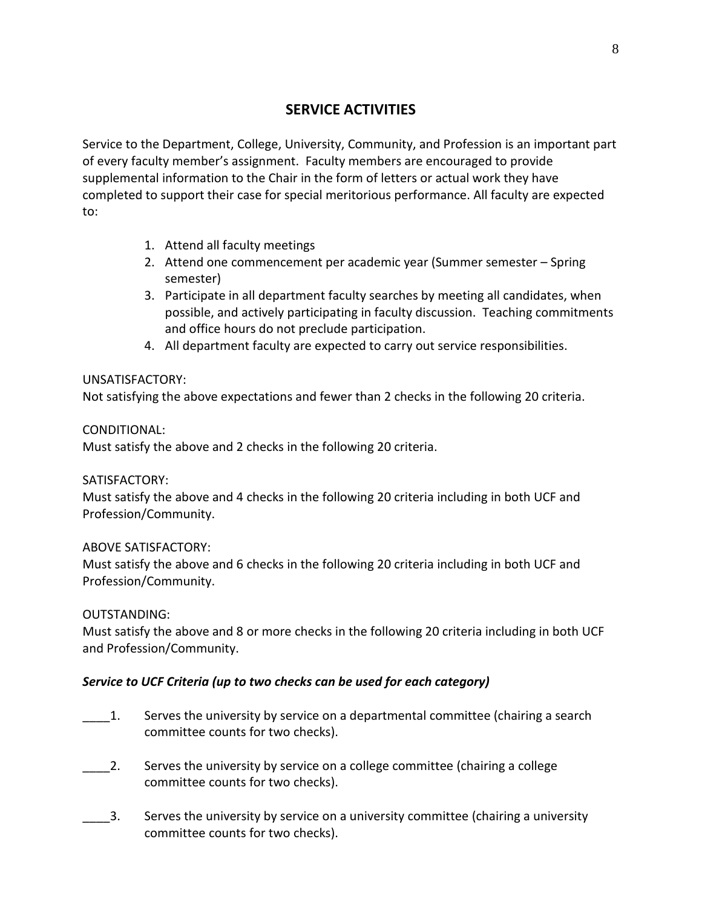## SERVICE ACTIVITIES

Service to the Department, College, University, Community, and Profession is an important part of every faculty member's assignment. Faculty members are encouraged to provide supplemental information to the Chair in the form of letters or actual work they have completed to support their case for special meritorious performance. All faculty are expected to:

1. Attend all faculty meetings
2. Attend one commencement per academic year (Summer semester – Spring semester)
3. Participate in all department faculty searches by meeting all candidates, when possible, and actively participating in faculty discussion. Teaching commitments and office hours do not preclude participation.
4. All department faculty are expected to carry out service responsibilities.

UNSATISFACTORY:
Not satisfying the above expectations and fewer than 2 checks in the following 20 criteria.

CONDITIONAL:
Must satisfy the above and 2 checks in the following 20 criteria.

SATISFACTORY:
Must satisfy the above and 4 checks in the following 20 criteria including in both UCF and Profession/Community.

ABOVE SATISFACTORY:
Must satisfy the above and 6 checks in the following 20 criteria including in both UCF and Profession/Community.

OUTSTANDING:
Must satisfy the above and 8 or more checks in the following 20 criteria including in both UCF and Profession/Community.

***Service to UCF Criteria (up to two checks can be used for each category)***

____1. Serves the university by service on a departmental committee (chairing a search committee counts for two checks).

____2. Serves the university by service on a college committee (chairing a college committee counts for two checks).

____3. Serves the university by service on a university committee (chairing a university committee counts for two checks).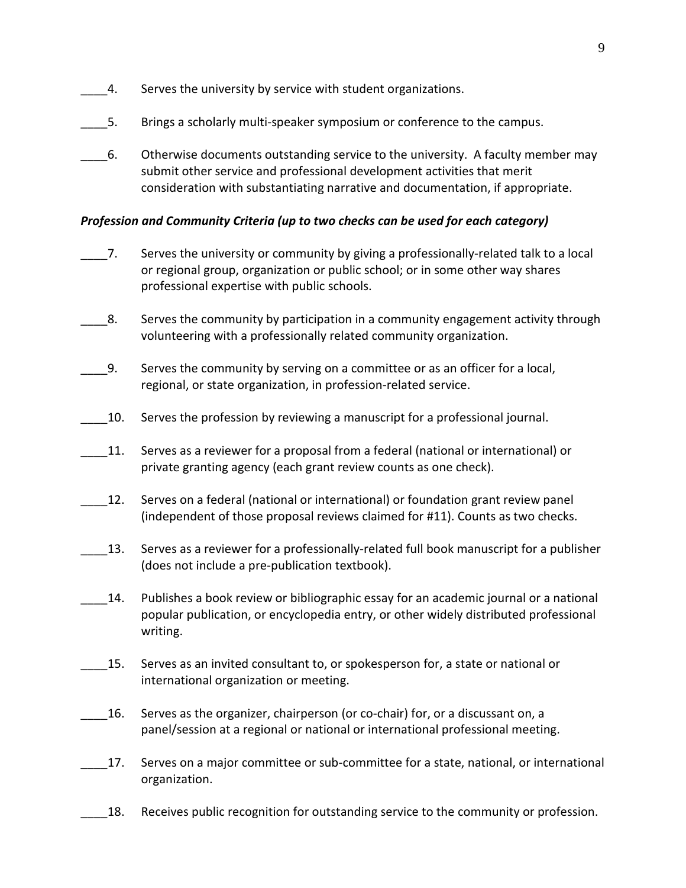____4. Serves the university by service with student organizations.

____5. Brings a scholarly multi-speaker symposium or conference to the campus.

____6. Otherwise documents outstanding service to the university. A faculty member may submit other service and professional development activities that merit consideration with substantiating narrative and documentation, if appropriate.

***Profession and Community Criteria (up to two checks can be used for each category)***

____7. Serves the university or community by giving a professionally-related talk to a local or regional group, organization or public school; or in some other way shares professional expertise with public schools.

____8. Serves the community by participation in a community engagement activity through volunteering with a professionally related community organization.

____9. Serves the community by serving on a committee or as an officer for a local, regional, or state organization, in profession-related service.

____10. Serves the profession by reviewing a manuscript for a professional journal.

____11. Serves as a reviewer for a proposal from a federal (national or international) or private granting agency (each grant review counts as one check).

____12. Serves on a federal (national or international) or foundation grant review panel (independent of those proposal reviews claimed for #11). Counts as two checks.

____13. Serves as a reviewer for a professionally-related full book manuscript for a publisher (does not include a pre-publication textbook).

____14. Publishes a book review or bibliographic essay for an academic journal or a national popular publication, or encyclopedia entry, or other widely distributed professional writing.

____15. Serves as an invited consultant to, or spokesperson for, a state or national or international organization or meeting.

____16. Serves as the organizer, chairperson (or co-chair) for, or a discussant on, a panel/session at a regional or national or international professional meeting.

____17. Serves on a major committee or sub-committee for a state, national, or international organization.

____18. Receives public recognition for outstanding service to the community or profession.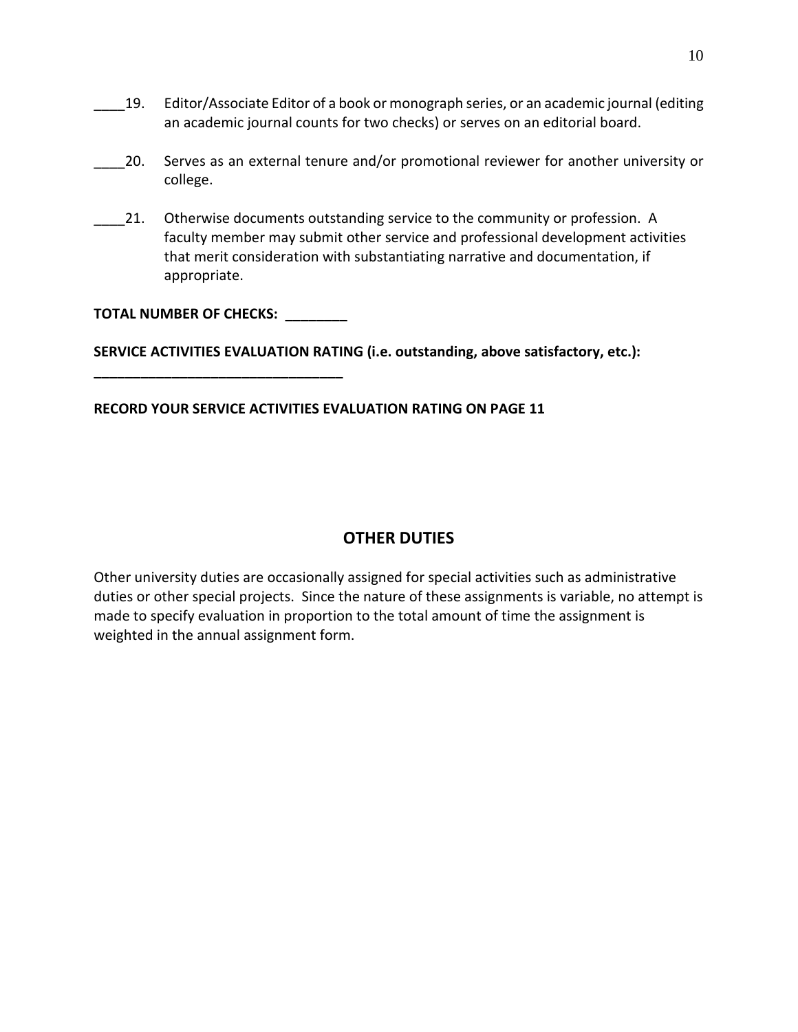____19. Editor/Associate Editor of a book or monograph series, or an academic journal (editing an academic journal counts for two checks) or serves on an editorial board.

____20. Serves as an external tenure and/or promotional reviewer for another university or college.

____21. Otherwise documents outstanding service to the community or profession. A faculty member may submit other service and professional development activities that merit consideration with substantiating narrative and documentation, if appropriate.

**TOTAL NUMBER OF CHECKS: ________**

**SERVICE ACTIVITIES EVALUATION RATING (i.e. outstanding, above satisfactory, etc.): ________________________________**

**RECORD YOUR SERVICE ACTIVITIES EVALUATION RATING ON PAGE 11**

## OTHER DUTIES

Other university duties are occasionally assigned for special activities such as administrative duties or other special projects. Since the nature of these assignments is variable, no attempt is made to specify evaluation in proportion to the total amount of time the assignment is weighted in the annual assignment form.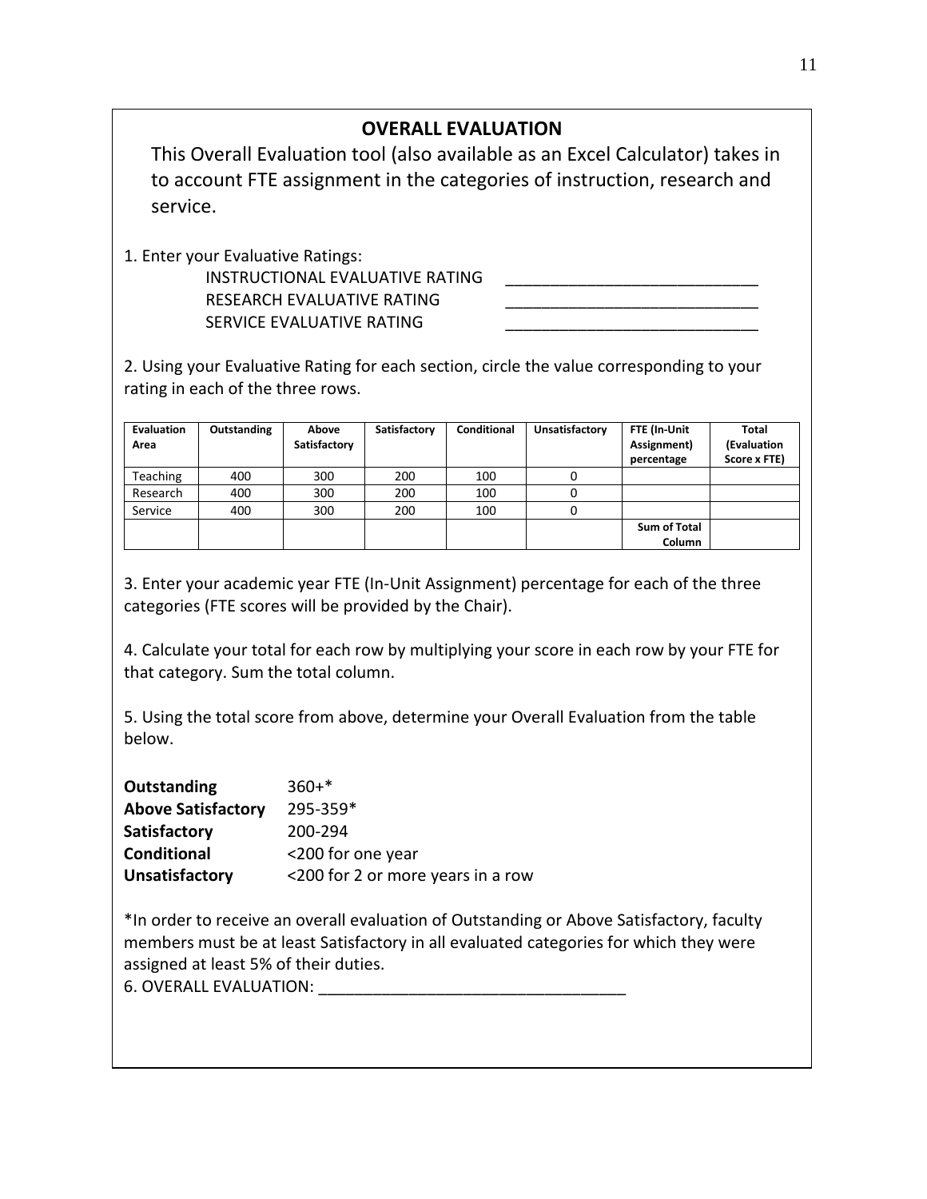## OVERALL EVALUATION

This Overall Evaluation tool (also available as an Excel Calculator) takes in to account FTE assignment in the categories of instruction, research and service.

1. Enter your Evaluative Ratings:

   INSTRUCTIONAL EVALUATIVE RATING \_\_\_\_\_\_\_\_\_\_\_\_\_\_\_\_\_\_\_\_\_\_\_\_\_\_\_

   RESEARCH EVALUATIVE RATING \_\_\_\_\_\_\_\_\_\_\_\_\_\_\_\_\_\_\_\_\_\_\_\_\_\_\_

   SERVICE EVALUATIVE RATING \_\_\_\_\_\_\_\_\_\_\_\_\_\_\_\_\_\_\_\_\_\_\_\_\_\_\_

2. Using your Evaluative Rating for each section, circle the value corresponding to your rating in each of the three rows.

| Evaluation Area | Outstanding | Above Satisfactory | Satisfactory | Conditional | Unsatisfactory | FTE (In-Unit Assignment) percentage | Total (Evaluation Score x FTE) |
|---|---|---|---|---|---|---|---|
| Teaching | 400 | 300 | 200 | 100 | 0 | | |
| Research | 400 | 300 | 200 | 100 | 0 | | |
| Service | 400 | 300 | 200 | 100 | 0 | | |
| | | | | | | **Sum of Total Column** | |

3. Enter your academic year FTE (In-Unit Assignment) percentage for each of the three categories (FTE scores will be provided by the Chair).

4. Calculate your total for each row by multiplying your score in each row by your FTE for that category. Sum the total column.

5. Using the total score from above, determine your Overall Evaluation from the table below.

| | |
|---|---|
| **Outstanding** | 360+* |
| **Above Satisfactory** | 295-359* |
| **Satisfactory** | 200-294 |
| **Conditional** | <200 for one year |
| **Unsatisfactory** | <200 for 2 or more years in a row |

*In order to receive an overall evaluation of Outstanding or Above Satisfactory, faculty members must be at least Satisfactory in all evaluated categories for which they were assigned at least 5% of their duties.

6. OVERALL EVALUATION: \_\_\_\_\_\_\_\_\_\_\_\_\_\_\_\_\_\_\_\_\_\_\_\_\_\_\_\_\_\_\_\_\_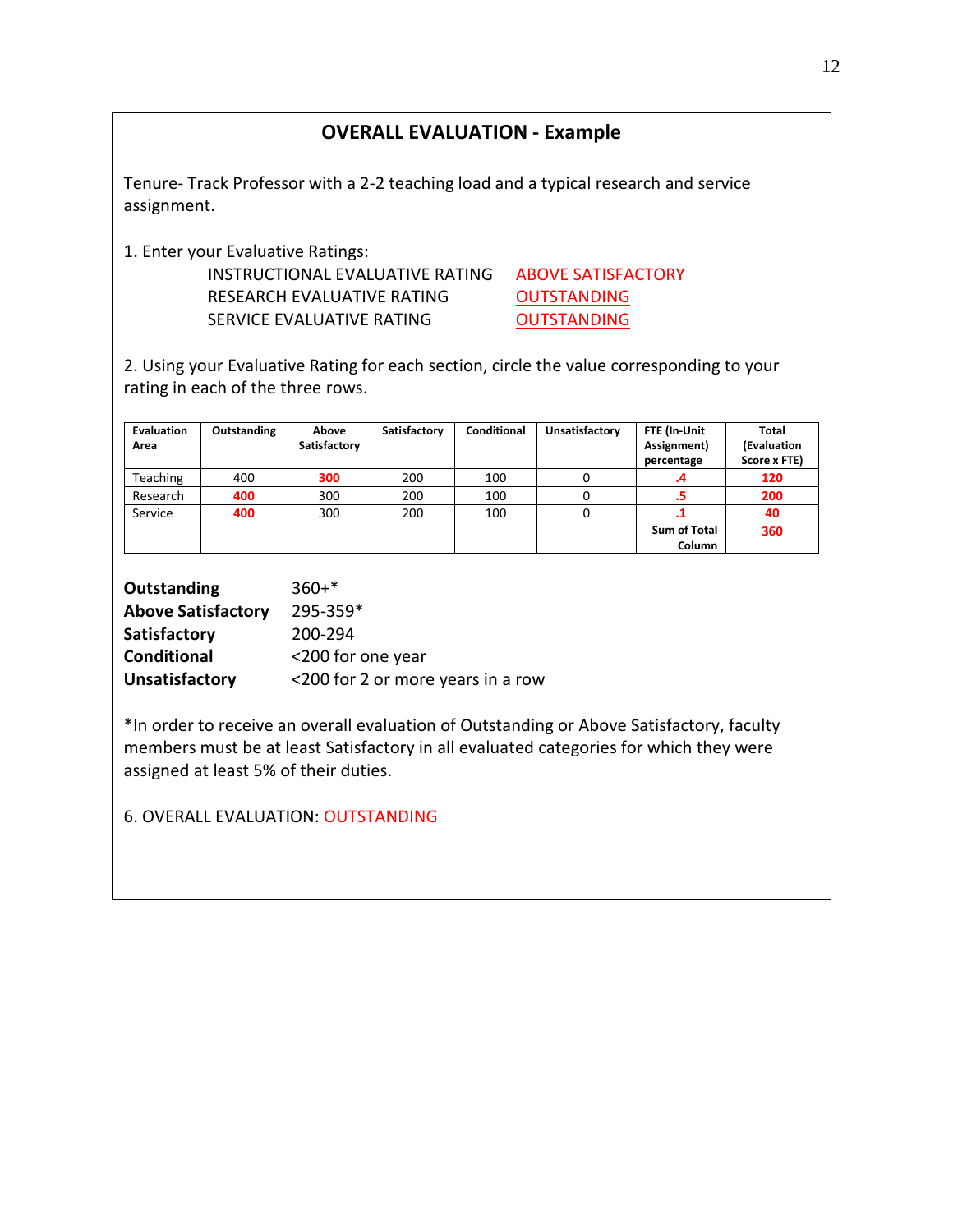# OVERALL EVALUATION - Example

Tenure- Track Professor with a 2-2 teaching load and a typical research and service assignment.

1. Enter your Evaluative Ratings:

INSTRUCTIONAL EVALUATIVE RATING ABOVE SATISFACTORY
RESEARCH EVALUATIVE RATING OUTSTANDING
SERVICE EVALUATIVE RATING OUTSTANDING

2. Using your Evaluative Rating for each section, circle the value corresponding to your rating in each of the three rows.

| Evaluation Area | Outstanding | Above Satisfactory | Satisfactory | Conditional | Unsatisfactory | FTE (In-Unit Assignment) percentage | Total (Evaluation Score x FTE) |
|---|---|---|---|---|---|---|---|
| Teaching | 400 | **300** | 200 | 100 | 0 | **.4** | **120** |
| Research | **400** | 300 | 200 | 100 | 0 | **.5** | **200** |
| Service | **400** | 300 | 200 | 100 | 0 | **.1** | **40** |
| | | | | | | Sum of Total Column | **360** |

**Outstanding** 360+*
**Above Satisfactory** 295-359*
**Satisfactory** 200-294
**Conditional** <200 for one year
**Unsatisfactory** <200 for 2 or more years in a row

*In order to receive an overall evaluation of Outstanding or Above Satisfactory, faculty members must be at least Satisfactory in all evaluated categories for which they were assigned at least 5% of their duties.

6. OVERALL EVALUATION: OUTSTANDING